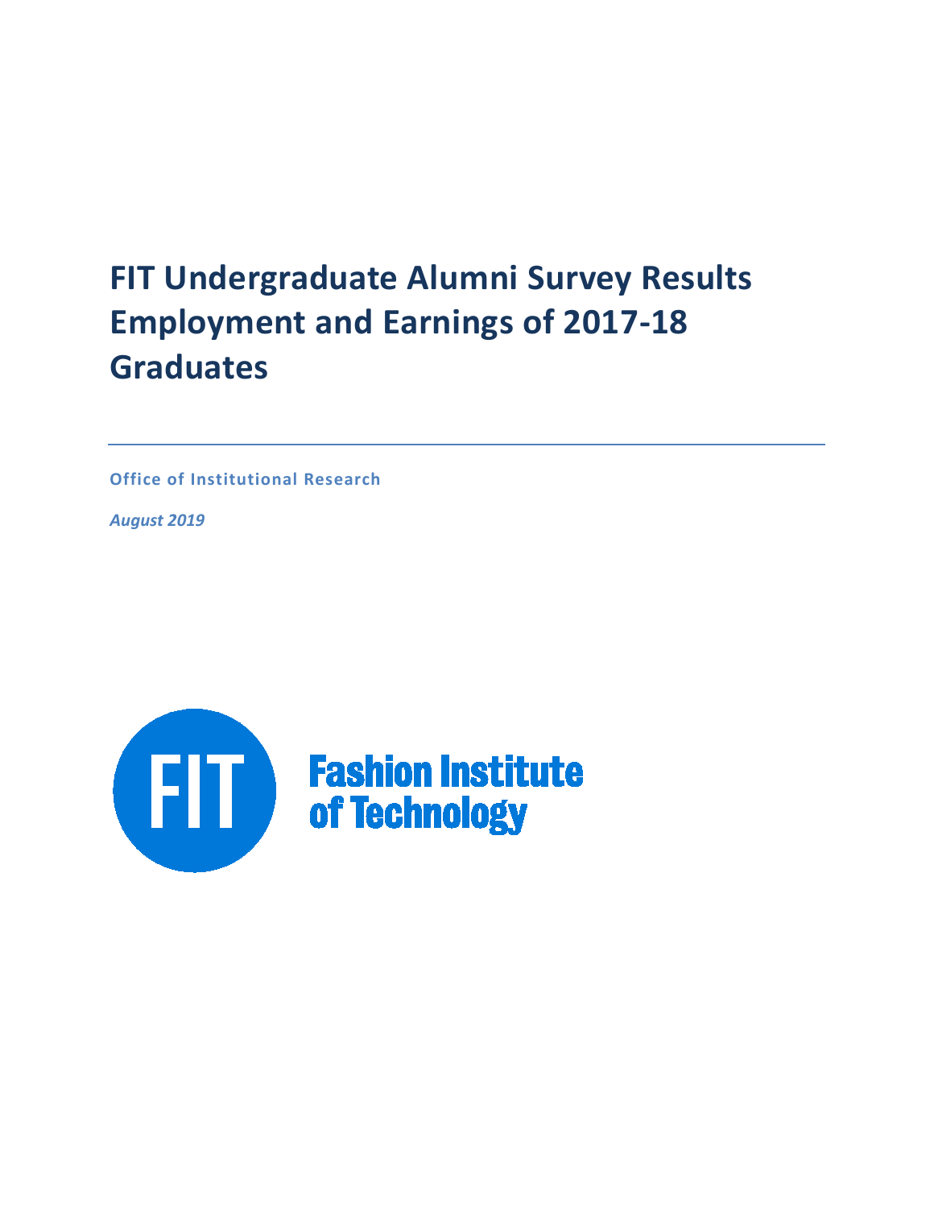# FIT Undergraduate Alumni Survey Results Employment and Earnings of 2017-18 Graduates

---

**Office of Institutional Research**

***August 2019***

FIT Fashion Institute of Technology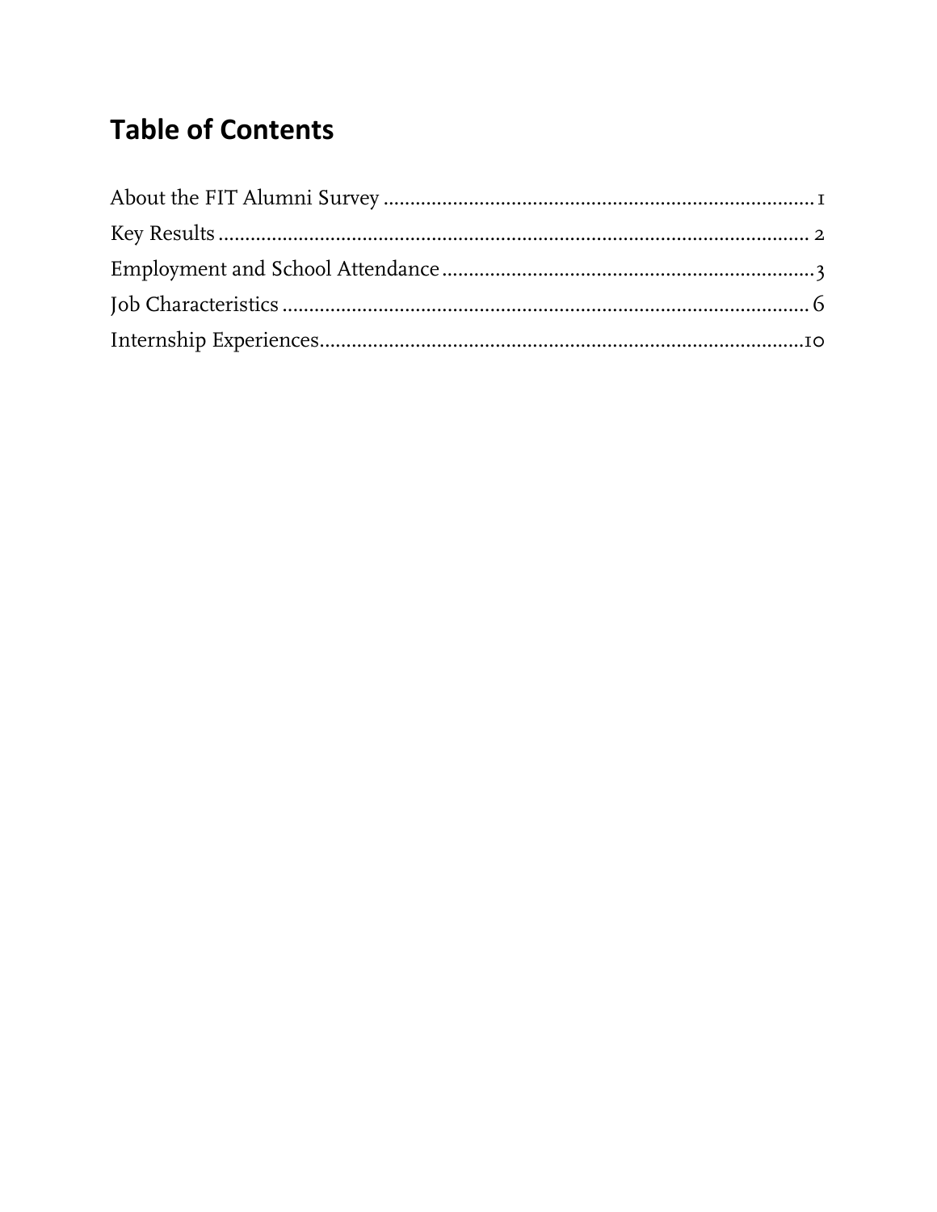# Table of Contents

About the FIT Alumni Survey ........................................................................ 1

Key Results ............................................................................................ 2

Employment and School Attendance ............................................................ 3

Job Characteristics .................................................................................. 6

Internship Experiences............................................................................ 10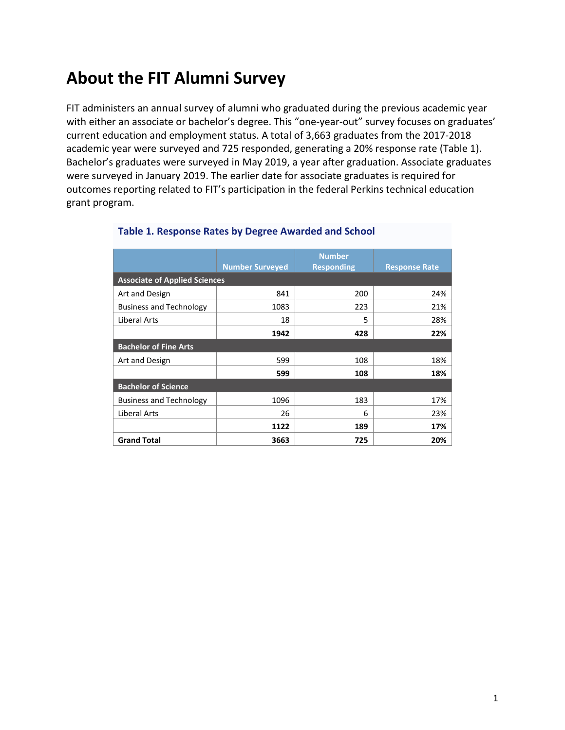# About the FIT Alumni Survey

FIT administers an annual survey of alumni who graduated during the previous academic year with either an associate or bachelor's degree. This "one-year-out" survey focuses on graduates' current education and employment status. A total of 3,663 graduates from the 2017-2018 academic year were surveyed and 725 responded, generating a 20% response rate (Table 1). Bachelor's graduates were surveyed in May 2019, a year after graduation. Associate graduates were surveyed in January 2019. The earlier date for associate graduates is required for outcomes reporting related to FIT's participation in the federal Perkins technical education grant program.

### Table 1. Response Rates by Degree Awarded and School

| | Number Surveyed | Number Responding | Response Rate |
|---|---|---|---|
| **Associate of Applied Sciences** | | | |
| Art and Design | 841 | 200 | 24% |
| Business and Technology | 1083 | 223 | 21% |
| Liberal Arts | 18 | 5 | 28% |
| | **1942** | **428** | **22%** |
| **Bachelor of Fine Arts** | | | |
| Art and Design | 599 | 108 | 18% |
| | **599** | **108** | **18%** |
| **Bachelor of Science** | | | |
| Business and Technology | 1096 | 183 | 17% |
| Liberal Arts | 26 | 6 | 23% |
| | **1122** | **189** | **17%** |
| **Grand Total** | **3663** | **725** | **20%** |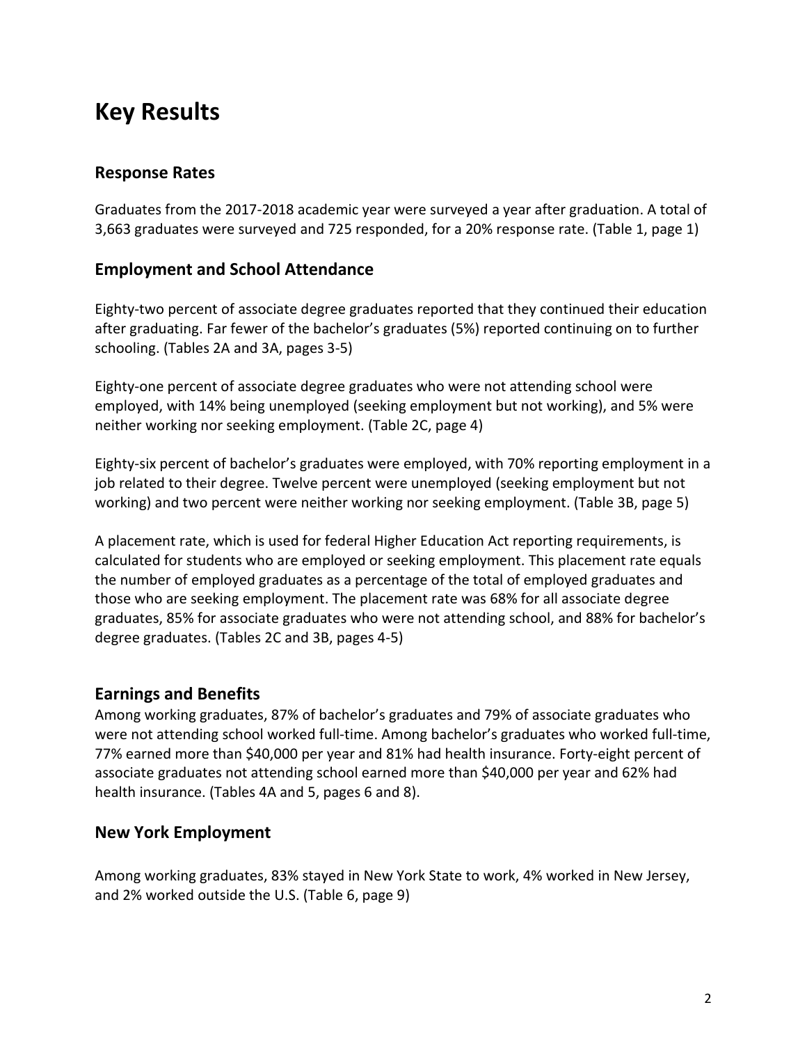# Key Results

## Response Rates

Graduates from the 2017-2018 academic year were surveyed a year after graduation. A total of 3,663 graduates were surveyed and 725 responded, for a 20% response rate. (Table 1, page 1)

## Employment and School Attendance

Eighty-two percent of associate degree graduates reported that they continued their education after graduating. Far fewer of the bachelor's graduates (5%) reported continuing on to further schooling. (Tables 2A and 3A, pages 3-5)

Eighty-one percent of associate degree graduates who were not attending school were employed, with 14% being unemployed (seeking employment but not working), and 5% were neither working nor seeking employment. (Table 2C, page 4)

Eighty-six percent of bachelor's graduates were employed, with 70% reporting employment in a job related to their degree. Twelve percent were unemployed (seeking employment but not working) and two percent were neither working nor seeking employment. (Table 3B, page 5)

A placement rate, which is used for federal Higher Education Act reporting requirements, is calculated for students who are employed or seeking employment. This placement rate equals the number of employed graduates as a percentage of the total of employed graduates and those who are seeking employment. The placement rate was 68% for all associate degree graduates, 85% for associate graduates who were not attending school, and 88% for bachelor's degree graduates. (Tables 2C and 3B, pages 4-5)

## Earnings and Benefits

Among working graduates, 87% of bachelor's graduates and 79% of associate graduates who were not attending school worked full-time. Among bachelor's graduates who worked full-time, 77% earned more than $40,000 per year and 81% had health insurance. Forty-eight percent of associate graduates not attending school earned more than $40,000 per year and 62% had health insurance. (Tables 4A and 5, pages 6 and 8).

## New York Employment

Among working graduates, 83% stayed in New York State to work, 4% worked in New Jersey, and 2% worked outside the U.S. (Table 6, page 9)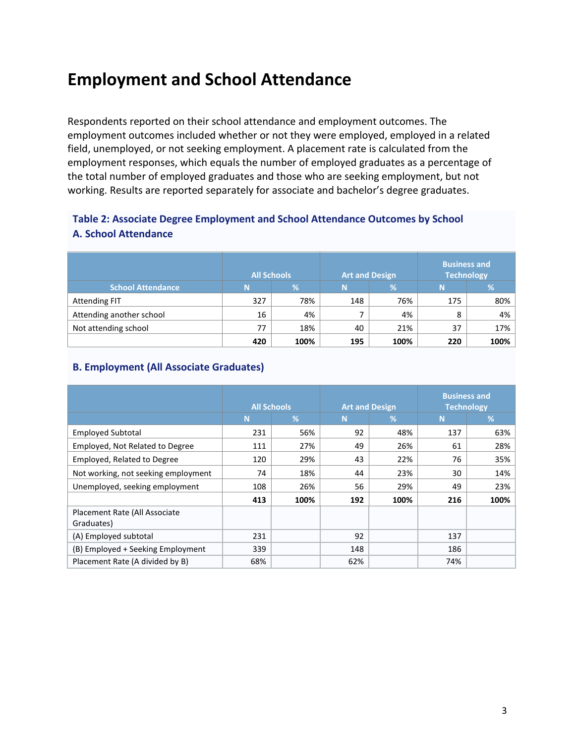# Employment and School Attendance

Respondents reported on their school attendance and employment outcomes. The employment outcomes included whether or not they were employed, employed in a related field, unemployed, or not seeking employment. A placement rate is calculated from the employment responses, which equals the number of employed graduates as a percentage of the total number of employed graduates and those who are seeking employment, but not working. Results are reported separately for associate and bachelor's degree graduates.

### Table 2: Associate Degree Employment and School Attendance Outcomes by School

### A. School Attendance

| | All Schools | | Art and Design | | Business and Technology | |
|---|---|---|---|---|---|---|
| School Attendance | N | % | N | % | N | % |
| Attending FIT | 327 | 78% | 148 | 76% | 175 | 80% |
| Attending another school | 16 | 4% | 7 | 4% | 8 | 4% |
| Not attending school | 77 | 18% | 40 | 21% | 37 | 17% |
| | **420** | **100%** | **195** | **100%** | **220** | **100%** |

### B. Employment (All Associate Graduates)

| | All Schools | | Art and Design | | Business and Technology | |
|---|---|---|---|---|---|---|
| | N | % | N | % | N | % |
| Employed Subtotal | 231 | 56% | 92 | 48% | 137 | 63% |
| Employed, Not Related to Degree | 111 | 27% | 49 | 26% | 61 | 28% |
| Employed, Related to Degree | 120 | 29% | 43 | 22% | 76 | 35% |
| Not working, not seeking employment | 74 | 18% | 44 | 23% | 30 | 14% |
| Unemployed, seeking employment | 108 | 26% | 56 | 29% | 49 | 23% |
| | **413** | **100%** | **192** | **100%** | **216** | **100%** |
| Placement Rate (All Associate Graduates) | | | | | | |
| (A) Employed subtotal | 231 | | 92 | | 137 | |
| (B) Employed + Seeking Employment | 339 | | 148 | | 186 | |
| Placement Rate (A divided by B) | 68% | | 62% | | 74% | |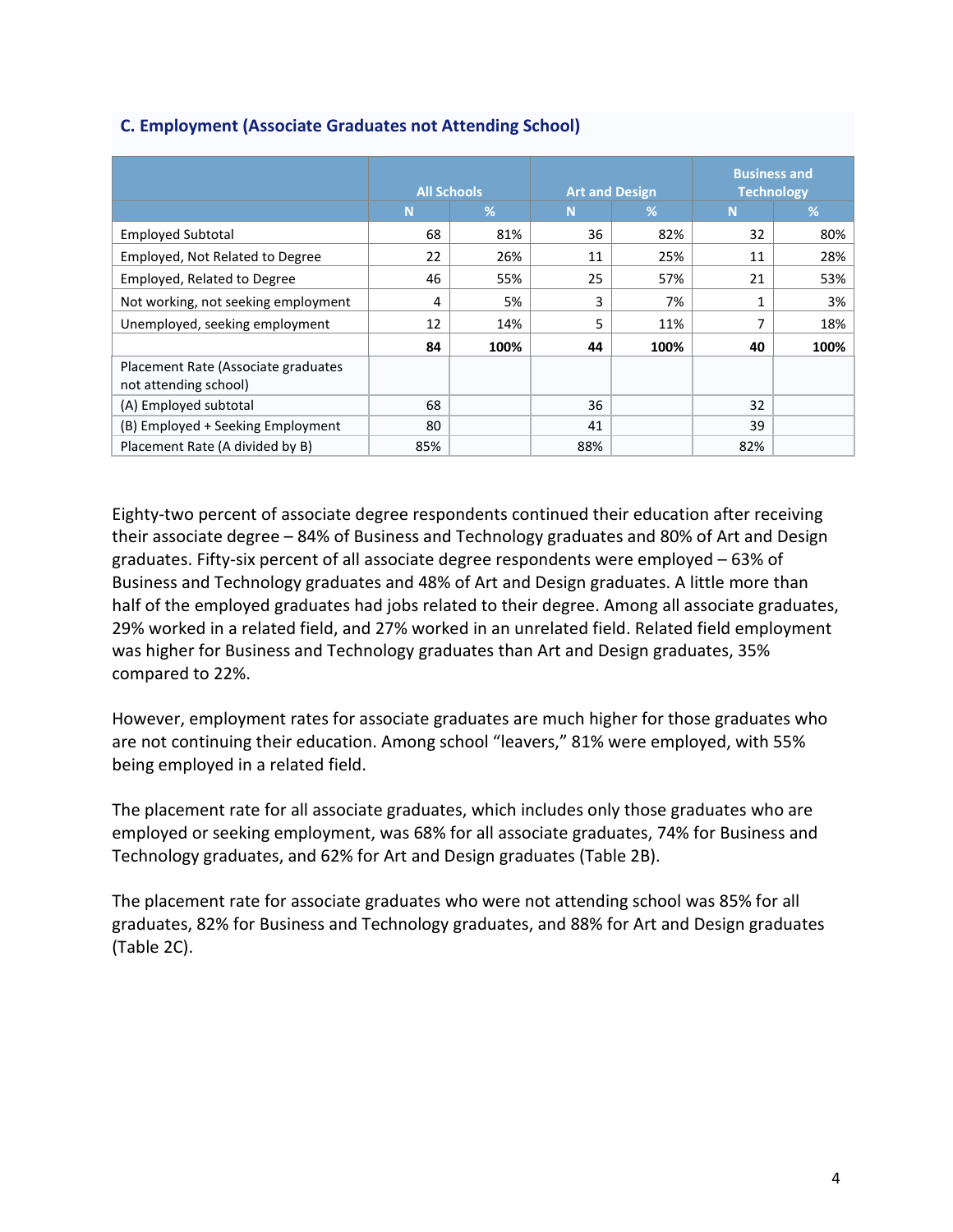### C. Employment (Associate Graduates not Attending School)

| | All Schools | | Art and Design | | Business and Technology | |
|---|---|---|---|---|---|---|
| | N | % | N | % | N | % |
| Employed Subtotal | 68 | 81% | 36 | 82% | 32 | 80% |
| Employed, Not Related to Degree | 22 | 26% | 11 | 25% | 11 | 28% |
| Employed, Related to Degree | 46 | 55% | 25 | 57% | 21 | 53% |
| Not working, not seeking employment | 4 | 5% | 3 | 7% | 1 | 3% |
| Unemployed, seeking employment | 12 | 14% | 5 | 11% | 7 | 18% |
| | **84** | **100%** | **44** | **100%** | **40** | **100%** |
| Placement Rate (Associate graduates not attending school) | | | | | | |
| (A) Employed subtotal | 68 | | 36 | | 32 | |
| (B) Employed + Seeking Employment | 80 | | 41 | | 39 | |
| Placement Rate (A divided by B) | 85% | | 88% | | 82% | |

Eighty-two percent of associate degree respondents continued their education after receiving their associate degree – 84% of Business and Technology graduates and 80% of Art and Design graduates. Fifty-six percent of all associate degree respondents were employed – 63% of Business and Technology graduates and 48% of Art and Design graduates. A little more than half of the employed graduates had jobs related to their degree. Among all associate graduates, 29% worked in a related field, and 27% worked in an unrelated field. Related field employment was higher for Business and Technology graduates than Art and Design graduates, 35% compared to 22%.

However, employment rates for associate graduates are much higher for those graduates who are not continuing their education. Among school "leavers," 81% were employed, with 55% being employed in a related field.

The placement rate for all associate graduates, which includes only those graduates who are employed or seeking employment, was 68% for all associate graduates, 74% for Business and Technology graduates, and 62% for Art and Design graduates (Table 2B).

The placement rate for associate graduates who were not attending school was 85% for all graduates, 82% for Business and Technology graduates, and 88% for Art and Design graduates (Table 2C).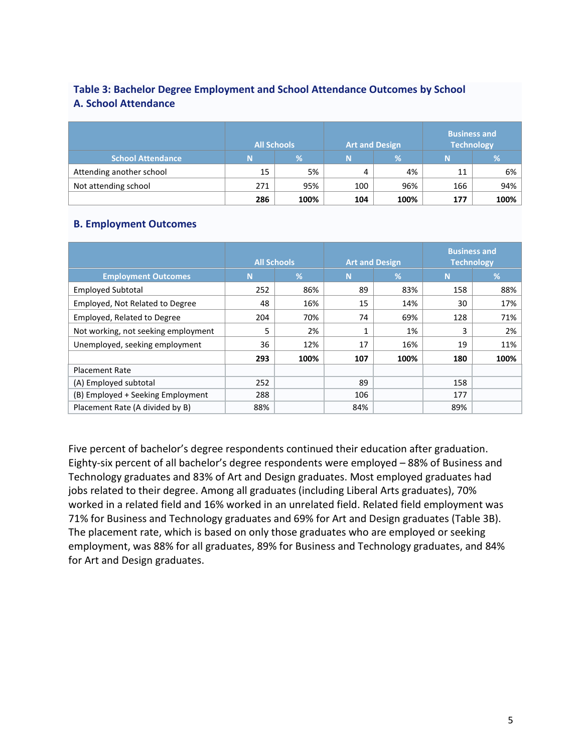### Table 3: Bachelor Degree Employment and School Attendance Outcomes by School
### A. School Attendance

| School Attendance | All Schools | | Art and Design | | Business and Technology | |
|---|---|---|---|---|---|---|
| | N | % | N | % | N | % |
| Attending another school | 15 | 5% | 4 | 4% | 11 | 6% |
| Not attending school | 271 | 95% | 100 | 96% | 166 | 94% |
| | **286** | **100%** | **104** | **100%** | **177** | **100%** |

### B. Employment Outcomes

| Employment Outcomes | All Schools | | Art and Design | | Business and Technology | |
|---|---|---|---|---|---|---|
| | N | % | N | % | N | % |
| Employed Subtotal | 252 | 86% | 89 | 83% | 158 | 88% |
| Employed, Not Related to Degree | 48 | 16% | 15 | 14% | 30 | 17% |
| Employed, Related to Degree | 204 | 70% | 74 | 69% | 128 | 71% |
| Not working, not seeking employment | 5 | 2% | 1 | 1% | 3 | 2% |
| Unemployed, seeking employment | 36 | 12% | 17 | 16% | 19 | 11% |
| | **293** | **100%** | **107** | **100%** | **180** | **100%** |
| Placement Rate | | | | | | |
| (A) Employed subtotal | 252 | | 89 | | 158 | |
| (B) Employed + Seeking Employment | 288 | | 106 | | 177 | |
| Placement Rate (A divided by B) | 88% | | 84% | | 89% | |

Five percent of bachelor's degree respondents continued their education after graduation. Eighty-six percent of all bachelor's degree respondents were employed – 88% of Business and Technology graduates and 83% of Art and Design graduates. Most employed graduates had jobs related to their degree. Among all graduates (including Liberal Arts graduates), 70% worked in a related field and 16% worked in an unrelated field. Related field employment was 71% for Business and Technology graduates and 69% for Art and Design graduates (Table 3B). The placement rate, which is based on only those graduates who are employed or seeking employment, was 88% for all graduates, 89% for Business and Technology graduates, and 84% for Art and Design graduates.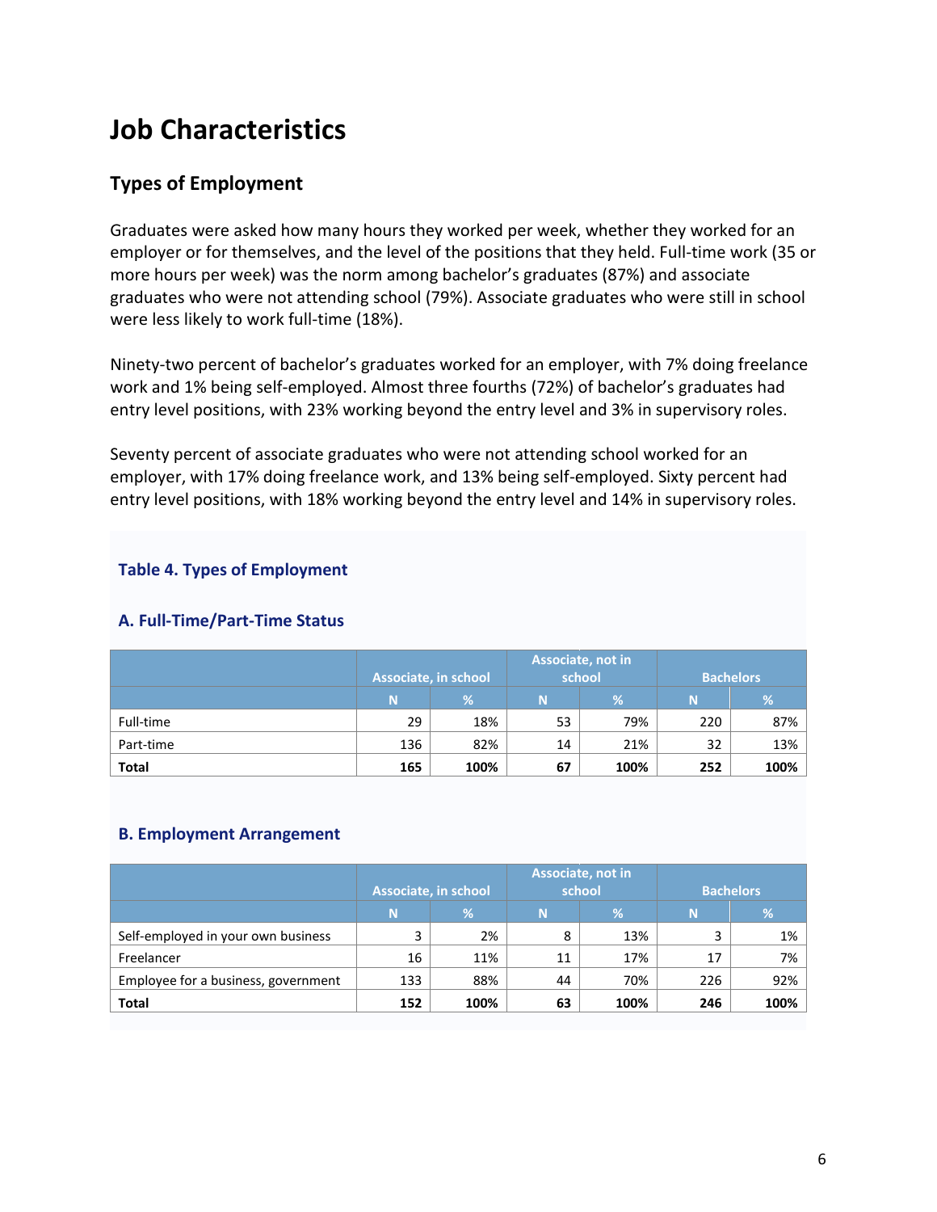# Job Characteristics

## Types of Employment

Graduates were asked how many hours they worked per week, whether they worked for an employer or for themselves, and the level of the positions that they held. Full-time work (35 or more hours per week) was the norm among bachelor's graduates (87%) and associate graduates who were not attending school (79%). Associate graduates who were still in school were less likely to work full-time (18%).

Ninety-two percent of bachelor's graduates worked for an employer, with 7% doing freelance work and 1% being self-employed. Almost three fourths (72%) of bachelor's graduates had entry level positions, with 23% working beyond the entry level and 3% in supervisory roles.

Seventy percent of associate graduates who were not attending school worked for an employer, with 17% doing freelance work, and 13% being self-employed. Sixty percent had entry level positions, with 18% working beyond the entry level and 14% in supervisory roles.

### Table 4. Types of Employment

#### A. Full-Time/Part-Time Status

| | Associate, in school | | Associate, not in school | | Bachelors | |
|---|---|---|---|---|---|---|
| | N | % | N | % | N | % |
| Full-time | 29 | 18% | 53 | 79% | 220 | 87% |
| Part-time | 136 | 82% | 14 | 21% | 32 | 13% |
| **Total** | **165** | **100%** | **67** | **100%** | **252** | **100%** |

#### B. Employment Arrangement

| | Associate, in school | | Associate, not in school | | Bachelors | |
|---|---|---|---|---|---|---|
| | N | % | N | % | N | % |
| Self-employed in your own business | 3 | 2% | 8 | 13% | 3 | 1% |
| Freelancer | 16 | 11% | 11 | 17% | 17 | 7% |
| Employee for a business, government | 133 | 88% | 44 | 70% | 226 | 92% |
| **Total** | **152** | **100%** | **63** | **100%** | **246** | **100%** |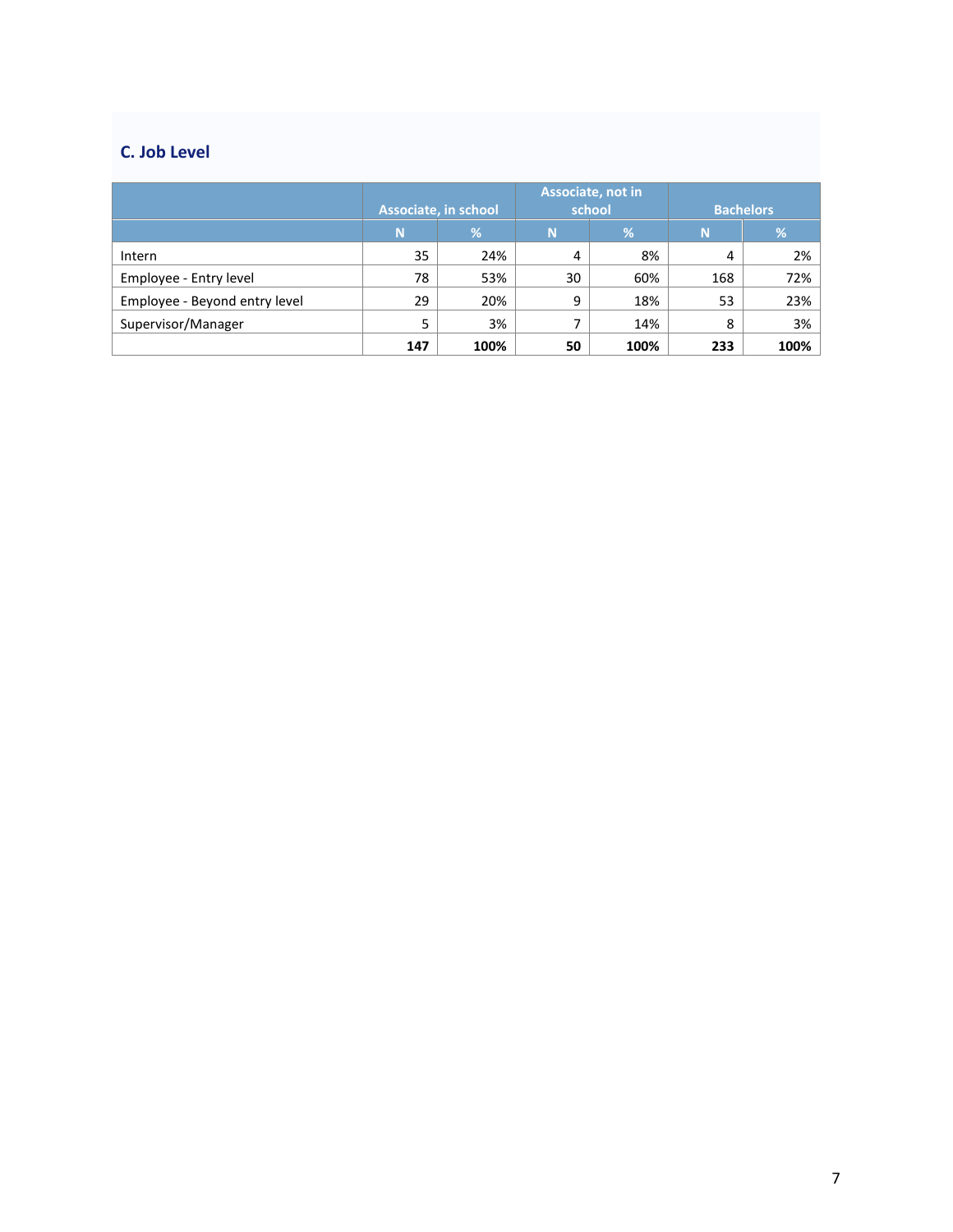### C. Job Level

| | Associate, in school | | Associate, not in school | | Bachelors | |
|---|---|---|---|---|---|---|
| | N | % | N | % | N | % |
| Intern | 35 | 24% | 4 | 8% | 4 | 2% |
| Employee - Entry level | 78 | 53% | 30 | 60% | 168 | 72% |
| Employee - Beyond entry level | 29 | 20% | 9 | 18% | 53 | 23% |
| Supervisor/Manager | 5 | 3% | 7 | 14% | 8 | 3% |
| | **147** | **100%** | **50** | **100%** | **233** | **100%** |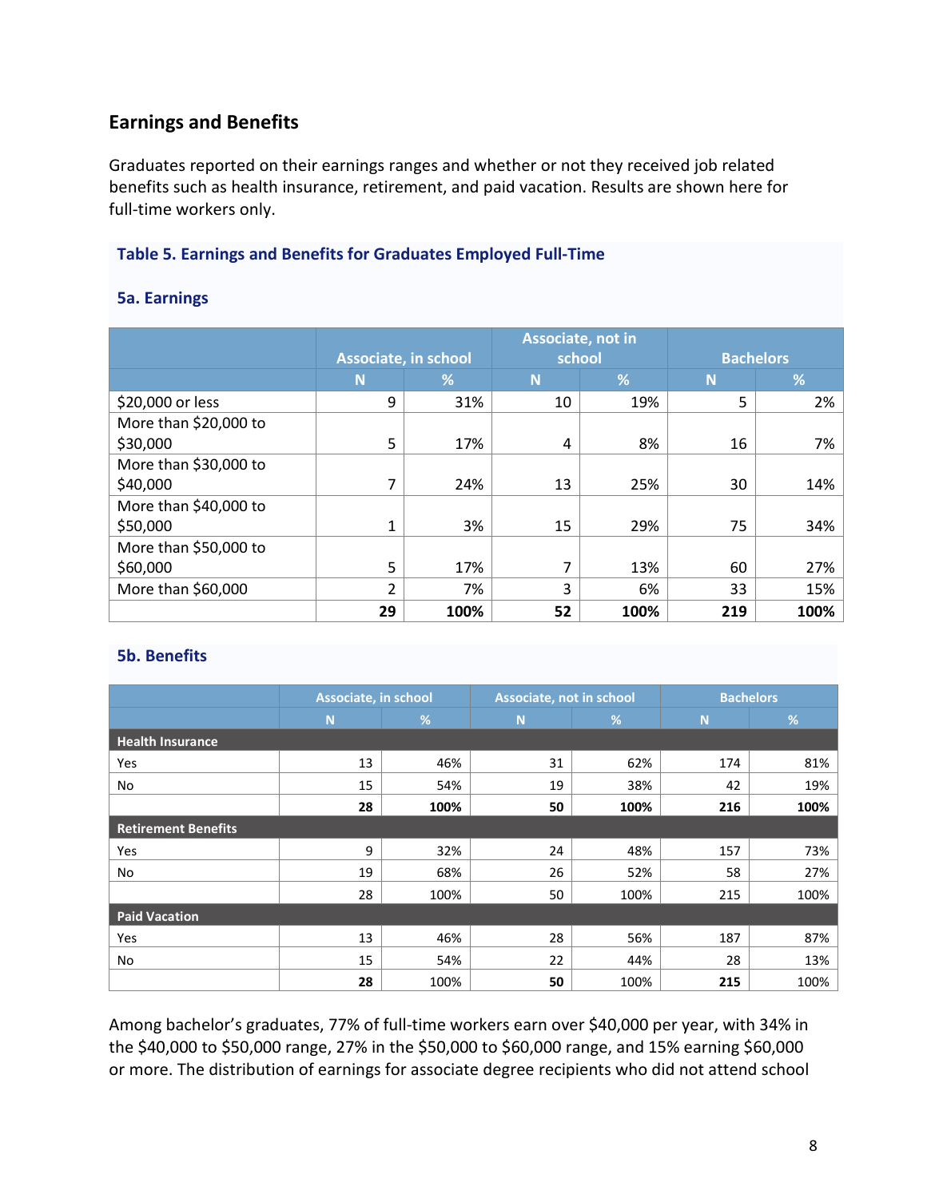## Earnings and Benefits

Graduates reported on their earnings ranges and whether or not they received job related benefits such as health insurance, retirement, and paid vacation. Results are shown here for full-time workers only.

### Table 5. Earnings and Benefits for Graduates Employed Full-Time

#### 5a. Earnings

| | Associate, in school | | Associate, not in school | | Bachelors | |
|---|---|---|---|---|---|---|
| | N | % | N | % | N | % |
| $20,000 or less | 9 | 31% | 10 | 19% | 5 | 2% |
| More than $20,000 to $30,000 | 5 | 17% | 4 | 8% | 16 | 7% |
| More than $30,000 to $40,000 | 7 | 24% | 13 | 25% | 30 | 14% |
| More than $40,000 to $50,000 | 1 | 3% | 15 | 29% | 75 | 34% |
| More than $50,000 to $60,000 | 5 | 17% | 7 | 13% | 60 | 27% |
| More than $60,000 | 2 | 7% | 3 | 6% | 33 | 15% |
| | **29** | **100%** | **52** | **100%** | **219** | **100%** |

#### 5b. Benefits

| | Associate, in school | | Associate, not in school | | Bachelors | |
|---|---|---|---|---|---|---|
| | N | % | N | % | N | % |
| **Health Insurance** | | | | | | |
| Yes | 13 | 46% | 31 | 62% | 174 | 81% |
| No | 15 | 54% | 19 | 38% | 42 | 19% |
| | **28** | **100%** | **50** | **100%** | **216** | **100%** |
| **Retirement Benefits** | | | | | | |
| Yes | 9 | 32% | 24 | 48% | 157 | 73% |
| No | 19 | 68% | 26 | 52% | 58 | 27% |
| | 28 | 100% | 50 | 100% | 215 | 100% |
| **Paid Vacation** | | | | | | |
| Yes | 13 | 46% | 28 | 56% | 187 | 87% |
| No | 15 | 54% | 22 | 44% | 28 | 13% |
| | **28** | 100% | **50** | 100% | **215** | 100% |

Among bachelor's graduates, 77% of full-time workers earn over $40,000 per year, with 34% in the $40,000 to $50,000 range, 27% in the $50,000 to $60,000 range, and 15% earning $60,000 or more. The distribution of earnings for associate degree recipients who did not attend school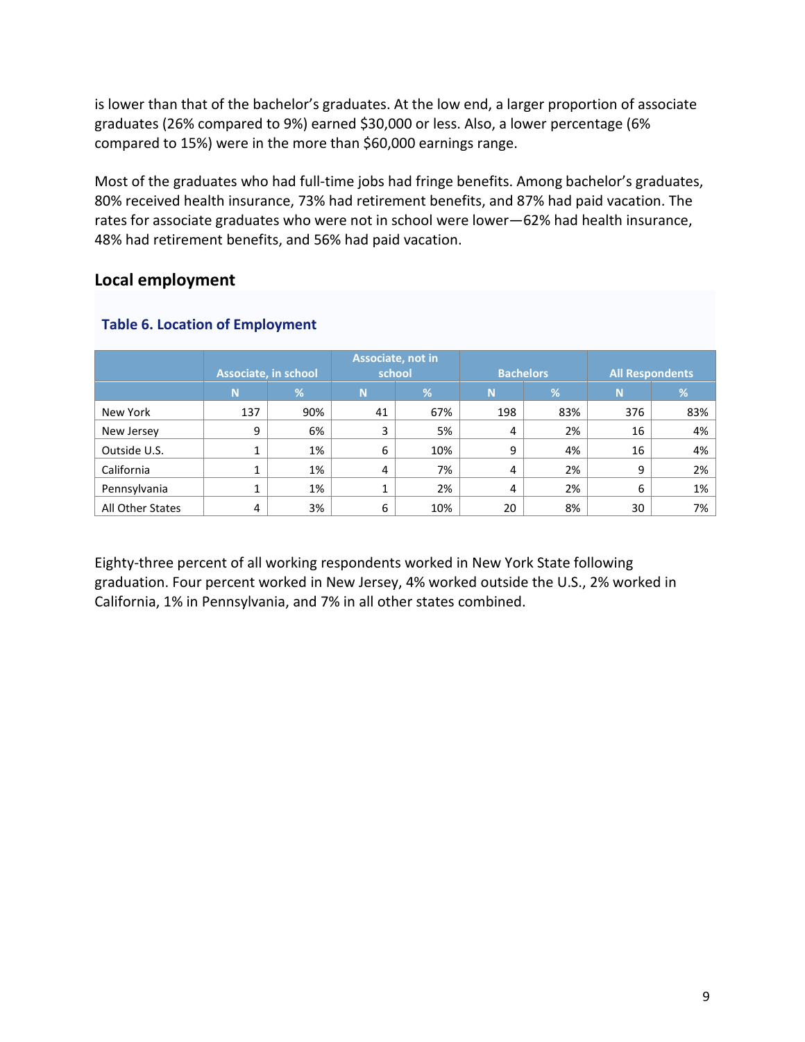is lower than that of the bachelor's graduates. At the low end, a larger proportion of associate graduates (26% compared to 9%) earned $30,000 or less. Also, a lower percentage (6% compared to 15%) were in the more than $60,000 earnings range.

Most of the graduates who had full-time jobs had fringe benefits. Among bachelor's graduates, 80% received health insurance, 73% had retirement benefits, and 87% had paid vacation. The rates for associate graduates who were not in school were lower—62% had health insurance, 48% had retirement benefits, and 56% had paid vacation.

## Local employment

**Table 6. Location of Employment**

| | Associate, in school | | Associate, not in school | | Bachelors | | All Respondents | |
|---|---|---|---|---|---|---|---|---|
| | N | % | N | % | N | % | N | % |
| New York | 137 | 90% | 41 | 67% | 198 | 83% | 376 | 83% |
| New Jersey | 9 | 6% | 3 | 5% | 4 | 2% | 16 | 4% |
| Outside U.S. | 1 | 1% | 6 | 10% | 9 | 4% | 16 | 4% |
| California | 1 | 1% | 4 | 7% | 4 | 2% | 9 | 2% |
| Pennsylvania | 1 | 1% | 1 | 2% | 4 | 2% | 6 | 1% |
| All Other States | 4 | 3% | 6 | 10% | 20 | 8% | 30 | 7% |

Eighty-three percent of all working respondents worked in New York State following graduation. Four percent worked in New Jersey, 4% worked outside the U.S., 2% worked in California, 1% in Pennsylvania, and 7% in all other states combined.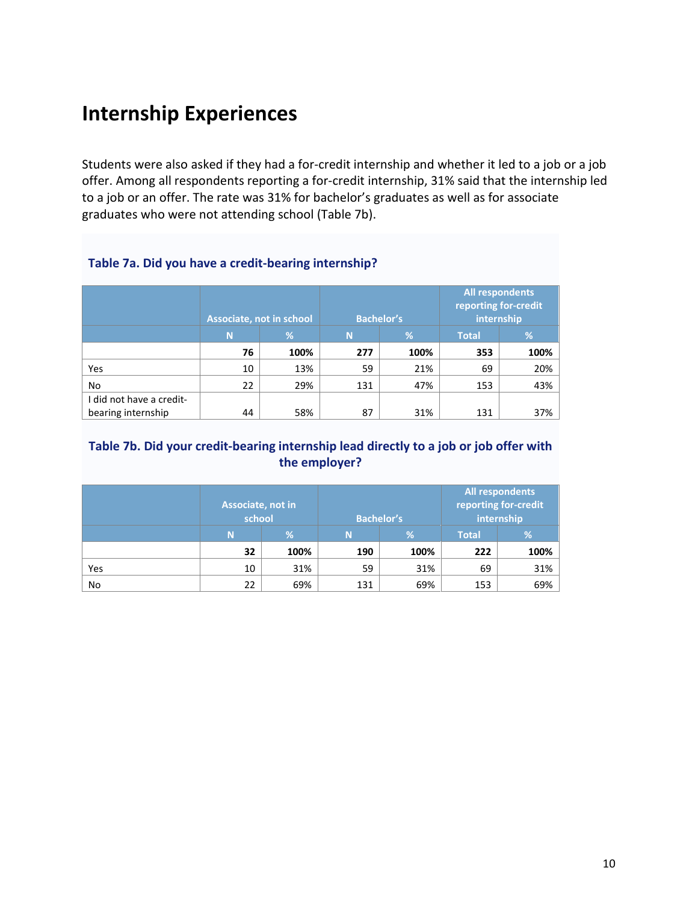# Internship Experiences

Students were also asked if they had a for-credit internship and whether it led to a job or a job offer. Among all respondents reporting a for-credit internship, 31% said that the internship led to a job or an offer. The rate was 31% for bachelor's graduates as well as for associate graduates who were not attending school (Table 7b).

### Table 7a. Did you have a credit-bearing internship?

| | Associate, not in school | | Bachelor's | | All respondents reporting for-credit internship | |
|---|---|---|---|---|---|---|
| | N | % | N | % | Total | % |
| | **76** | **100%** | **277** | **100%** | **353** | **100%** |
| Yes | 10 | 13% | 59 | 21% | 69 | 20% |
| No | 22 | 29% | 131 | 47% | 153 | 43% |
| I did not have a credit-bearing internship | 44 | 58% | 87 | 31% | 131 | 37% |

### Table 7b. Did your credit-bearing internship lead directly to a job or job offer with the employer?

| | Associate, not in school | | Bachelor's | | All respondents reporting for-credit internship | |
|---|---|---|---|---|---|---|
| | N | % | N | % | Total | % |
| | **32** | **100%** | **190** | **100%** | **222** | **100%** |
| Yes | 10 | 31% | 59 | 31% | 69 | 31% |
| No | 22 | 69% | 131 | 69% | 153 | 69% |